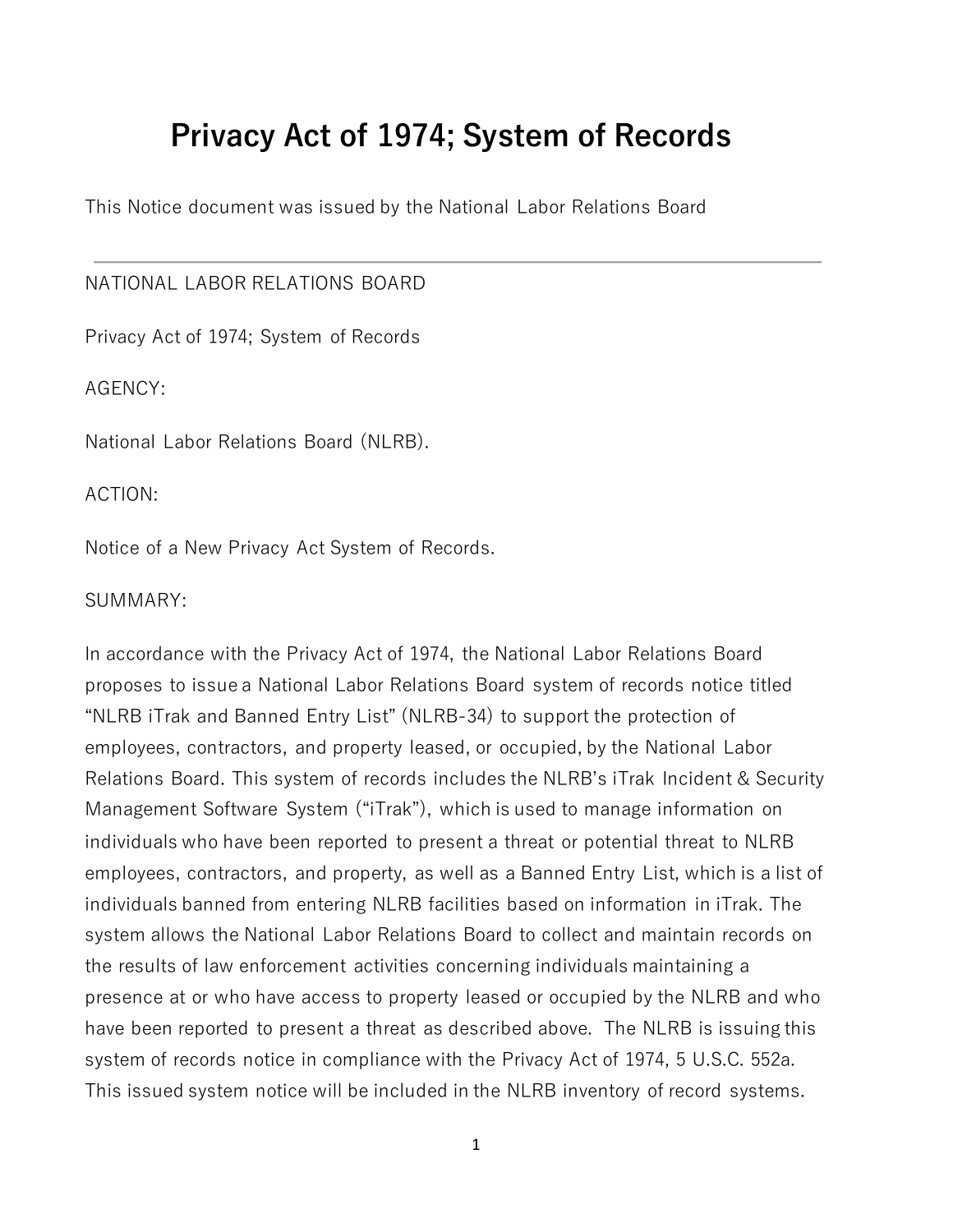# Privacy Act of 1974; System of Records

This Notice document was issued by the National Labor Relations Board

---

NATIONAL LABOR RELATIONS BOARD

Privacy Act of 1974; System of Records

AGENCY:

National Labor Relations Board (NLRB).

ACTION:

Notice of a New Privacy Act System of Records.

SUMMARY:

In accordance with the Privacy Act of 1974, the National Labor Relations Board proposes to issue a National Labor Relations Board system of records notice titled "NLRB iTrak and Banned Entry List" (NLRB-34) to support the protection of employees, contractors, and property leased, or occupied, by the National Labor Relations Board. This system of records includes the NLRB's iTrak Incident & Security Management Software System ("iTrak"), which is used to manage information on individuals who have been reported to present a threat or potential threat to NLRB employees, contractors, and property, as well as a Banned Entry List, which is a list of individuals banned from entering NLRB facilities based on information in iTrak. The system allows the National Labor Relations Board to collect and maintain records on the results of law enforcement activities concerning individuals maintaining a presence at or who have access to property leased or occupied by the NLRB and who have been reported to present a threat as described above. The NLRB is issuing this system of records notice in compliance with the Privacy Act of 1974, 5 U.S.C. 552a. This issued system notice will be included in the NLRB inventory of record systems.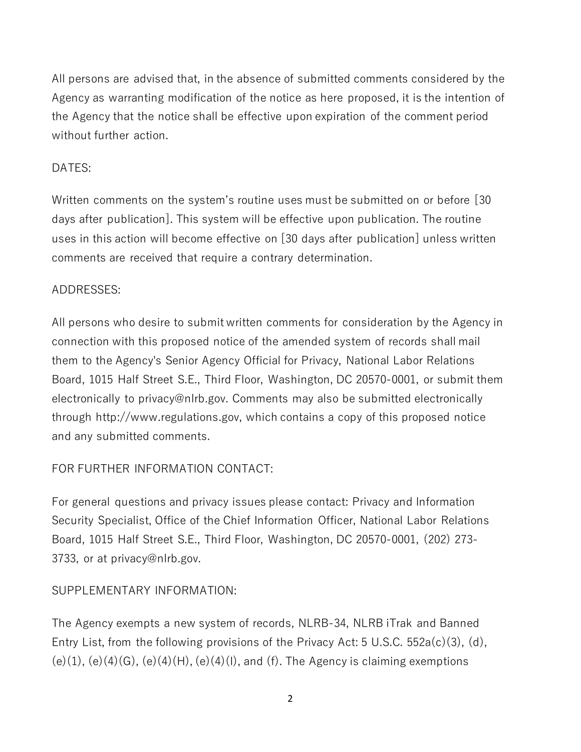All persons are advised that, in the absence of submitted comments considered by the Agency as warranting modification of the notice as here proposed, it is the intention of the Agency that the notice shall be effective upon expiration of the comment period without further action.

DATES:

Written comments on the system's routine uses must be submitted on or before [30 days after publication]. This system will be effective upon publication. The routine uses in this action will become effective on [30 days after publication] unless written comments are received that require a contrary determination.

ADDRESSES:

All persons who desire to submit written comments for consideration by the Agency in connection with this proposed notice of the amended system of records shall mail them to the Agency's Senior Agency Official for Privacy, National Labor Relations Board, 1015 Half Street S.E., Third Floor, Washington, DC 20570-0001, or submit them electronically to privacy@nlrb.gov. Comments may also be submitted electronically through http://www.regulations.gov, which contains a copy of this proposed notice and any submitted comments.

FOR FURTHER INFORMATION CONTACT:

For general questions and privacy issues please contact: Privacy and Information Security Specialist, Office of the Chief Information Officer, National Labor Relations Board, 1015 Half Street S.E., Third Floor, Washington, DC 20570-0001, (202) 273-3733, or at privacy@nlrb.gov.

SUPPLEMENTARY INFORMATION:

The Agency exempts a new system of records, NLRB-34, NLRB iTrak and Banned Entry List, from the following provisions of the Privacy Act: 5 U.S.C. 552a(c)(3), (d), (e)(1), (e)(4)(G), (e)(4)(H), (e)(4)(I), and (f). The Agency is claiming exemptions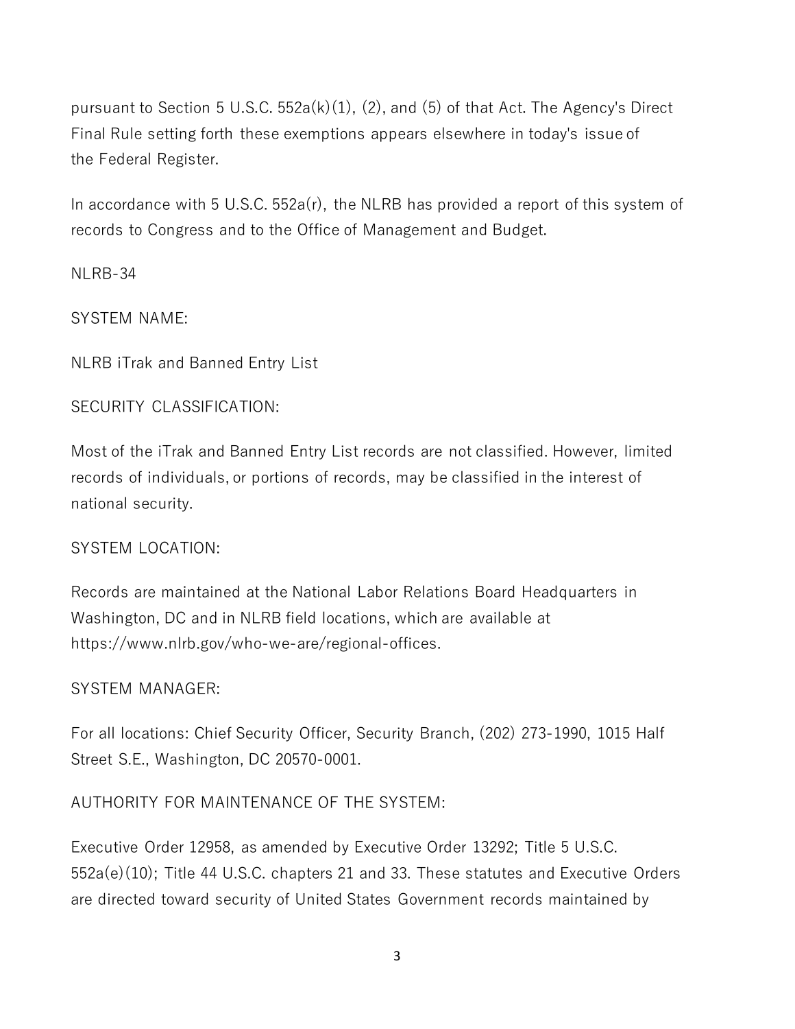pursuant to Section 5 U.S.C. 552a(k)(1), (2), and (5) of that Act. The Agency's Direct Final Rule setting forth these exemptions appears elsewhere in today's issue of the Federal Register.

In accordance with 5 U.S.C. 552a(r), the NLRB has provided a report of this system of records to Congress and to the Office of Management and Budget.

NLRB-34

SYSTEM NAME:

NLRB iTrak and Banned Entry List

SECURITY CLASSIFICATION:

Most of the iTrak and Banned Entry List records are not classified. However, limited records of individuals, or portions of records, may be classified in the interest of national security.

SYSTEM LOCATION:

Records are maintained at the National Labor Relations Board Headquarters in Washington, DC and in NLRB field locations, which are available at https://www.nlrb.gov/who-we-are/regional-offices.

SYSTEM MANAGER:

For all locations: Chief Security Officer, Security Branch, (202) 273-1990, 1015 Half Street S.E., Washington, DC 20570-0001.

AUTHORITY FOR MAINTENANCE OF THE SYSTEM:

Executive Order 12958, as amended by Executive Order 13292; Title 5 U.S.C. 552a(e)(10); Title 44 U.S.C. chapters 21 and 33. These statutes and Executive Orders are directed toward security of United States Government records maintained by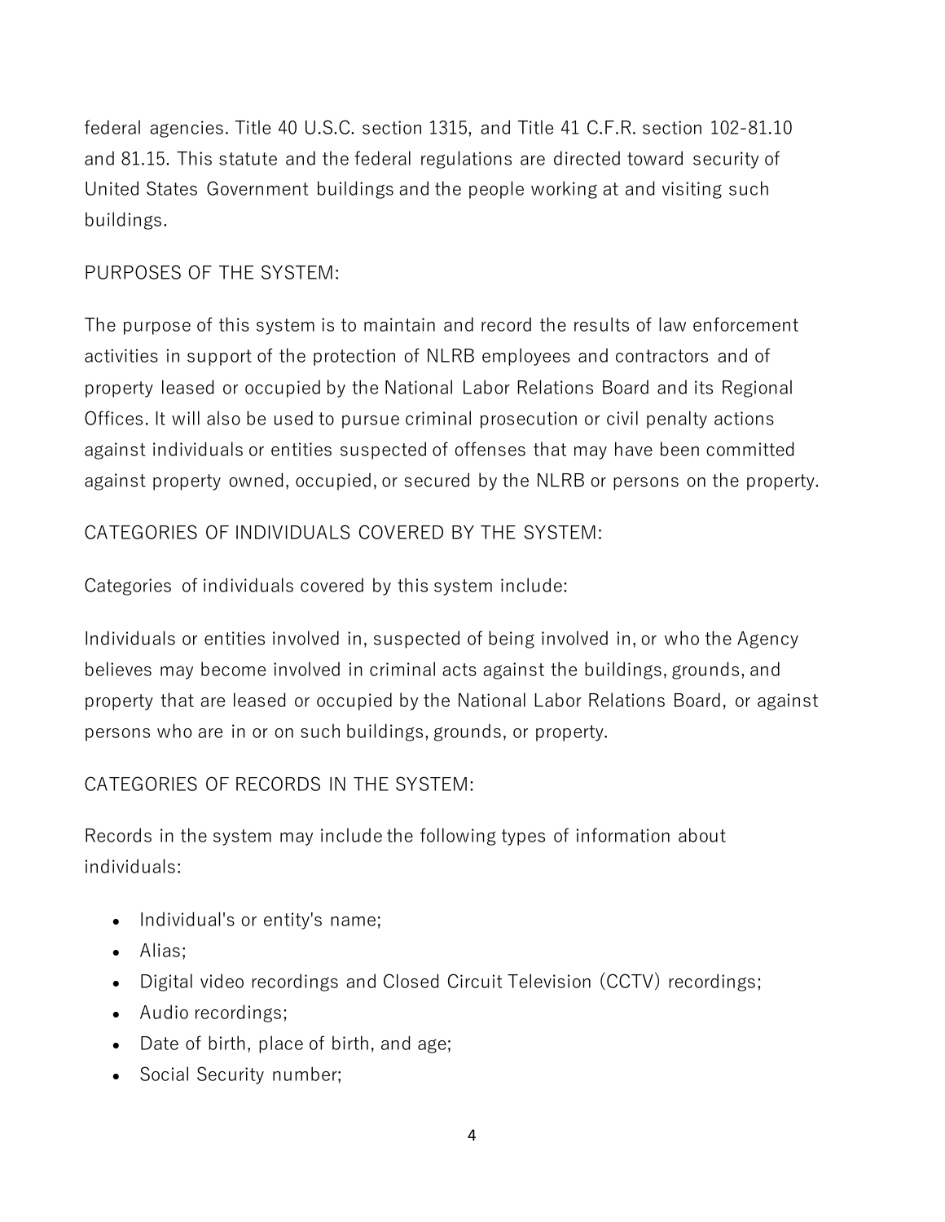federal agencies. Title 40 U.S.C. section 1315, and Title 41 C.F.R. section 102-81.10 and 81.15. This statute and the federal regulations are directed toward security of United States Government buildings and the people working at and visiting such buildings.

PURPOSES OF THE SYSTEM:

The purpose of this system is to maintain and record the results of law enforcement activities in support of the protection of NLRB employees and contractors and of property leased or occupied by the National Labor Relations Board and its Regional Offices. It will also be used to pursue criminal prosecution or civil penalty actions against individuals or entities suspected of offenses that may have been committed against property owned, occupied, or secured by the NLRB or persons on the property.

CATEGORIES OF INDIVIDUALS COVERED BY THE SYSTEM:

Categories of individuals covered by this system include:

Individuals or entities involved in, suspected of being involved in, or who the Agency believes may become involved in criminal acts against the buildings, grounds, and property that are leased or occupied by the National Labor Relations Board, or against persons who are in or on such buildings, grounds, or property.

CATEGORIES OF RECORDS IN THE SYSTEM:

Records in the system may include the following types of information about individuals:

- Individual's or entity's name;
- Alias;
- Digital video recordings and Closed Circuit Television (CCTV) recordings;
- Audio recordings;
- Date of birth, place of birth, and age;
- Social Security number;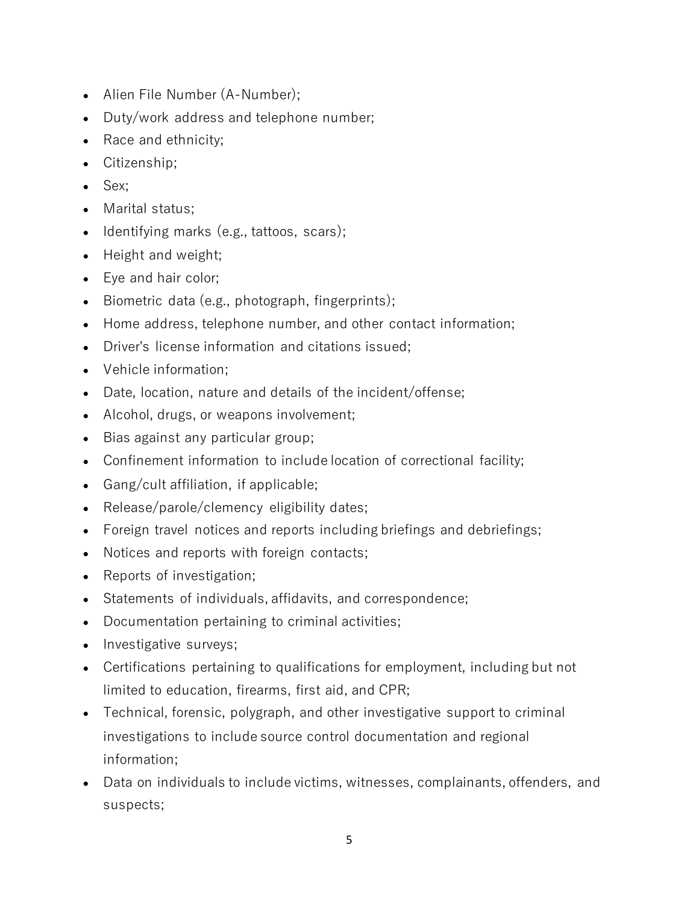- Alien File Number (A-Number);
- Duty/work address and telephone number;
- Race and ethnicity;
- Citizenship;
- Sex;
- Marital status;
- Identifying marks (e.g., tattoos, scars);
- Height and weight;
- Eye and hair color;
- Biometric data (e.g., photograph, fingerprints);
- Home address, telephone number, and other contact information;
- Driver's license information and citations issued;
- Vehicle information;
- Date, location, nature and details of the incident/offense;
- Alcohol, drugs, or weapons involvement;
- Bias against any particular group;
- Confinement information to include location of correctional facility;
- Gang/cult affiliation, if applicable;
- Release/parole/clemency eligibility dates;
- Foreign travel notices and reports including briefings and debriefings;
- Notices and reports with foreign contacts;
- Reports of investigation;
- Statements of individuals, affidavits, and correspondence;
- Documentation pertaining to criminal activities;
- Investigative surveys;
- Certifications pertaining to qualifications for employment, including but not limited to education, firearms, first aid, and CPR;
- Technical, forensic, polygraph, and other investigative support to criminal investigations to include source control documentation and regional information;
- Data on individuals to include victims, witnesses, complainants, offenders, and suspects;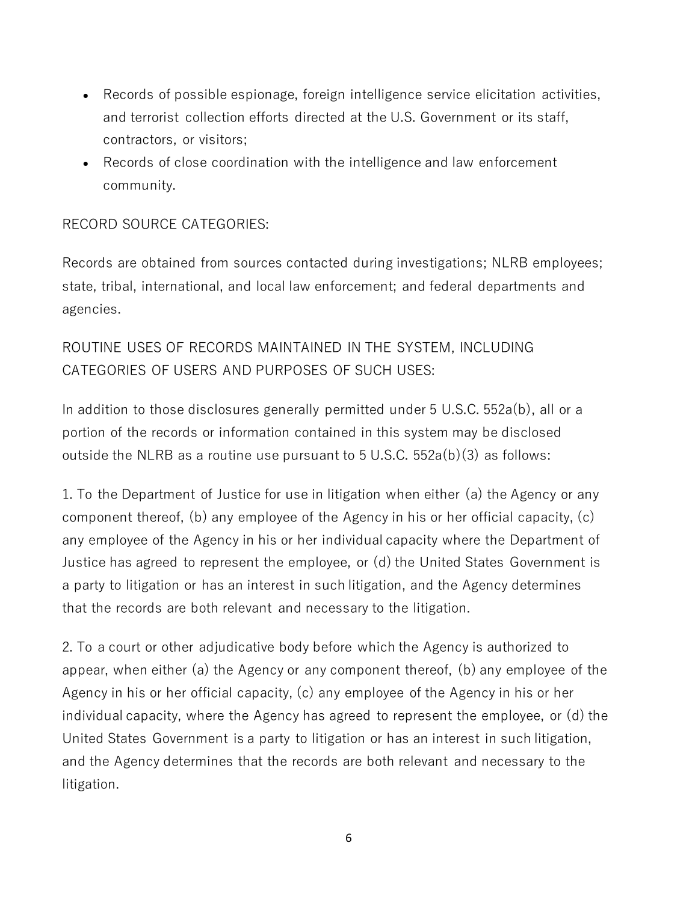- Records of possible espionage, foreign intelligence service elicitation activities, and terrorist collection efforts directed at the U.S. Government or its staff, contractors, or visitors;
- Records of close coordination with the intelligence and law enforcement community.

RECORD SOURCE CATEGORIES:

Records are obtained from sources contacted during investigations; NLRB employees; state, tribal, international, and local law enforcement; and federal departments and agencies.

ROUTINE USES OF RECORDS MAINTAINED IN THE SYSTEM, INCLUDING CATEGORIES OF USERS AND PURPOSES OF SUCH USES:

In addition to those disclosures generally permitted under 5 U.S.C. 552a(b), all or a portion of the records or information contained in this system may be disclosed outside the NLRB as a routine use pursuant to 5 U.S.C. 552a(b)(3) as follows:

1. To the Department of Justice for use in litigation when either (a) the Agency or any component thereof, (b) any employee of the Agency in his or her official capacity, (c) any employee of the Agency in his or her individual capacity where the Department of Justice has agreed to represent the employee, or (d) the United States Government is a party to litigation or has an interest in such litigation, and the Agency determines that the records are both relevant and necessary to the litigation.

2. To a court or other adjudicative body before which the Agency is authorized to appear, when either (a) the Agency or any component thereof, (b) any employee of the Agency in his or her official capacity, (c) any employee of the Agency in his or her individual capacity, where the Agency has agreed to represent the employee, or (d) the United States Government is a party to litigation or has an interest in such litigation, and the Agency determines that the records are both relevant and necessary to the litigation.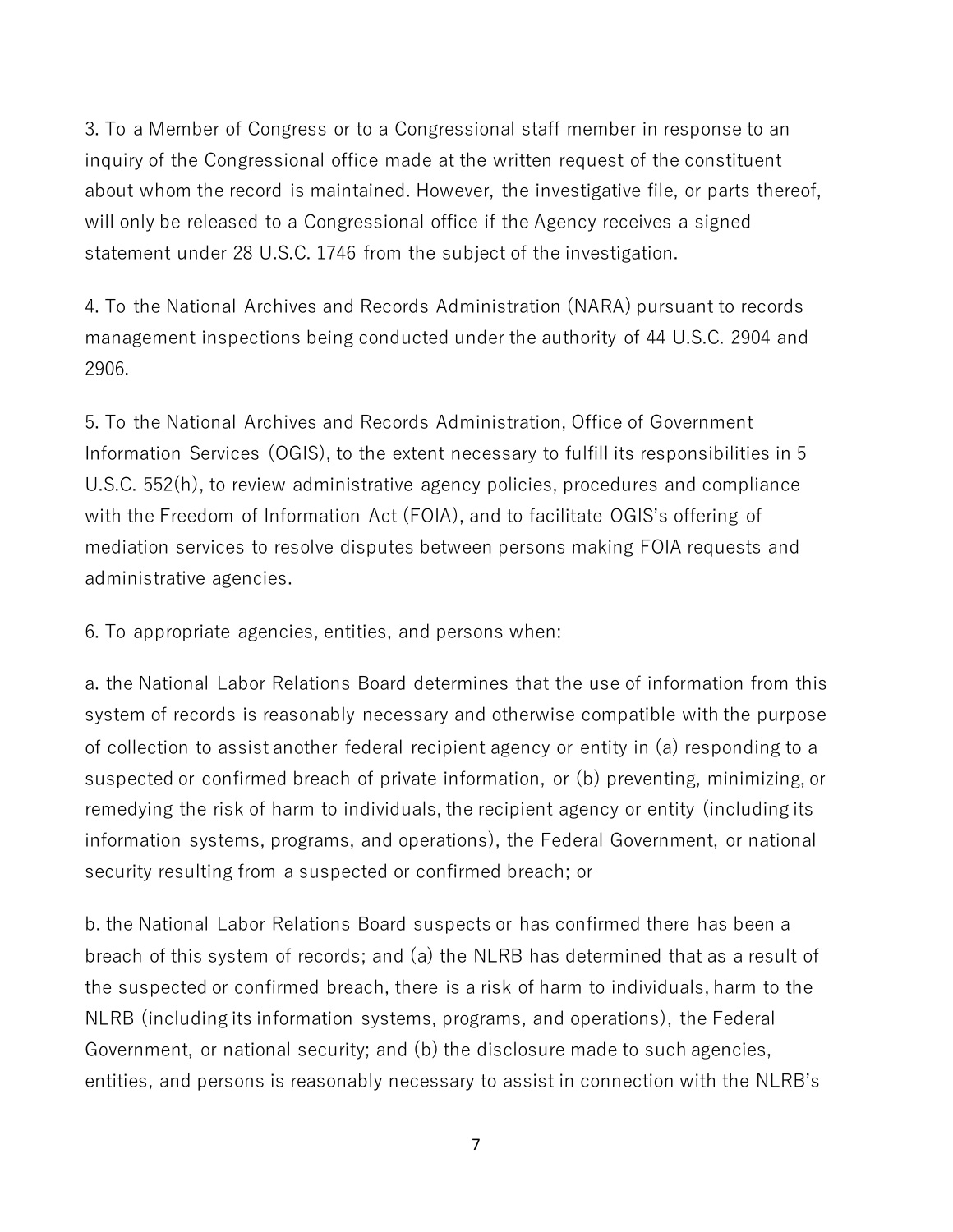3. To a Member of Congress or to a Congressional staff member in response to an inquiry of the Congressional office made at the written request of the constituent about whom the record is maintained. However, the investigative file, or parts thereof, will only be released to a Congressional office if the Agency receives a signed statement under 28 U.S.C. 1746 from the subject of the investigation.

4. To the National Archives and Records Administration (NARA) pursuant to records management inspections being conducted under the authority of 44 U.S.C. 2904 and 2906.

5. To the National Archives and Records Administration, Office of Government Information Services (OGIS), to the extent necessary to fulfill its responsibilities in 5 U.S.C. 552(h), to review administrative agency policies, procedures and compliance with the Freedom of Information Act (FOIA), and to facilitate OGIS's offering of mediation services to resolve disputes between persons making FOIA requests and administrative agencies.

6. To appropriate agencies, entities, and persons when:

a. the National Labor Relations Board determines that the use of information from this system of records is reasonably necessary and otherwise compatible with the purpose of collection to assist another federal recipient agency or entity in (a) responding to a suspected or confirmed breach of private information, or (b) preventing, minimizing, or remedying the risk of harm to individuals, the recipient agency or entity (including its information systems, programs, and operations), the Federal Government, or national security resulting from a suspected or confirmed breach; or

b. the National Labor Relations Board suspects or has confirmed there has been a breach of this system of records; and (a) the NLRB has determined that as a result of the suspected or confirmed breach, there is a risk of harm to individuals, harm to the NLRB (including its information systems, programs, and operations), the Federal Government, or national security; and (b) the disclosure made to such agencies, entities, and persons is reasonably necessary to assist in connection with the NLRB's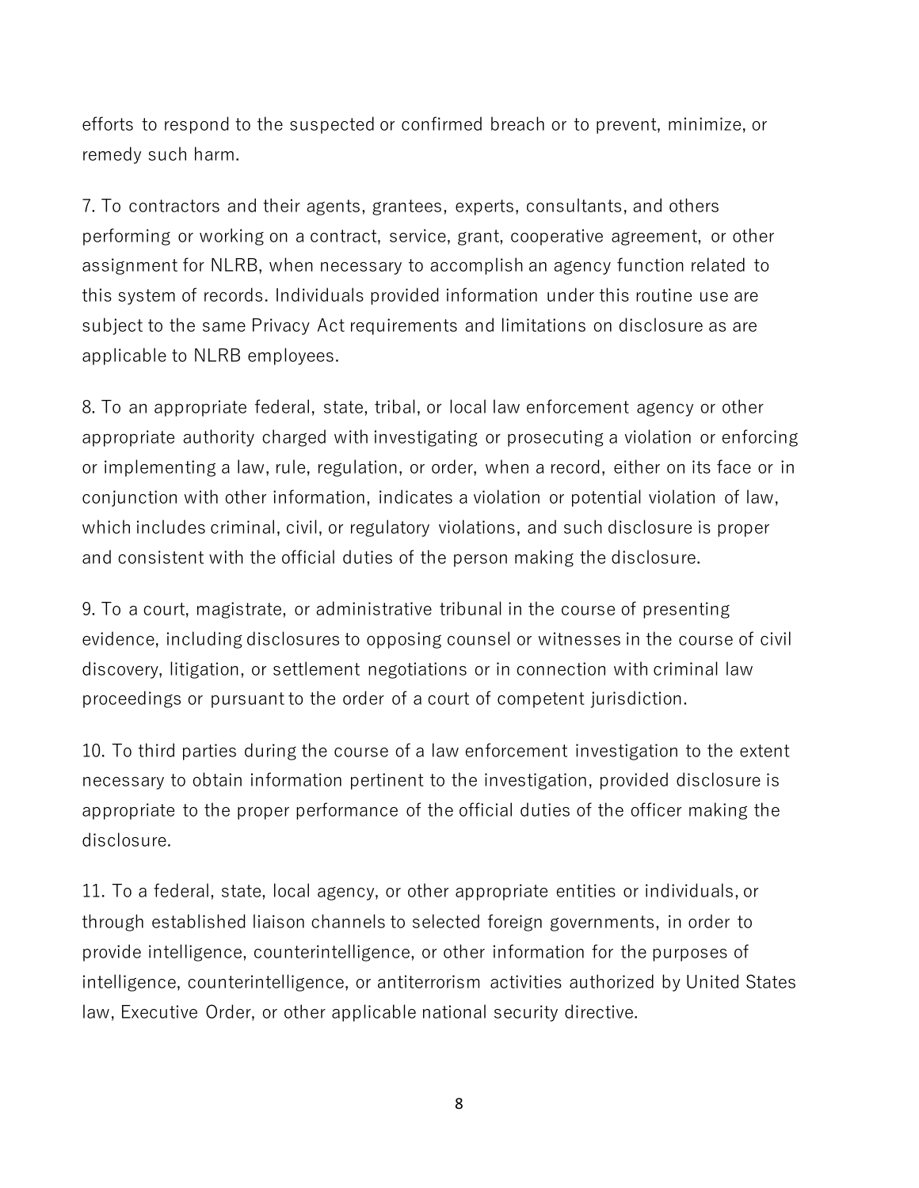efforts to respond to the suspected or confirmed breach or to prevent, minimize, or remedy such harm.

7. To contractors and their agents, grantees, experts, consultants, and others performing or working on a contract, service, grant, cooperative agreement, or other assignment for NLRB, when necessary to accomplish an agency function related to this system of records. Individuals provided information under this routine use are subject to the same Privacy Act requirements and limitations on disclosure as are applicable to NLRB employees.

8. To an appropriate federal, state, tribal, or local law enforcement agency or other appropriate authority charged with investigating or prosecuting a violation or enforcing or implementing a law, rule, regulation, or order, when a record, either on its face or in conjunction with other information, indicates a violation or potential violation of law, which includes criminal, civil, or regulatory violations, and such disclosure is proper and consistent with the official duties of the person making the disclosure.

9. To a court, magistrate, or administrative tribunal in the course of presenting evidence, including disclosures to opposing counsel or witnesses in the course of civil discovery, litigation, or settlement negotiations or in connection with criminal law proceedings or pursuant to the order of a court of competent jurisdiction.

10. To third parties during the course of a law enforcement investigation to the extent necessary to obtain information pertinent to the investigation, provided disclosure is appropriate to the proper performance of the official duties of the officer making the disclosure.

11. To a federal, state, local agency, or other appropriate entities or individuals, or through established liaison channels to selected foreign governments, in order to provide intelligence, counterintelligence, or other information for the purposes of intelligence, counterintelligence, or antiterrorism activities authorized by United States law, Executive Order, or other applicable national security directive.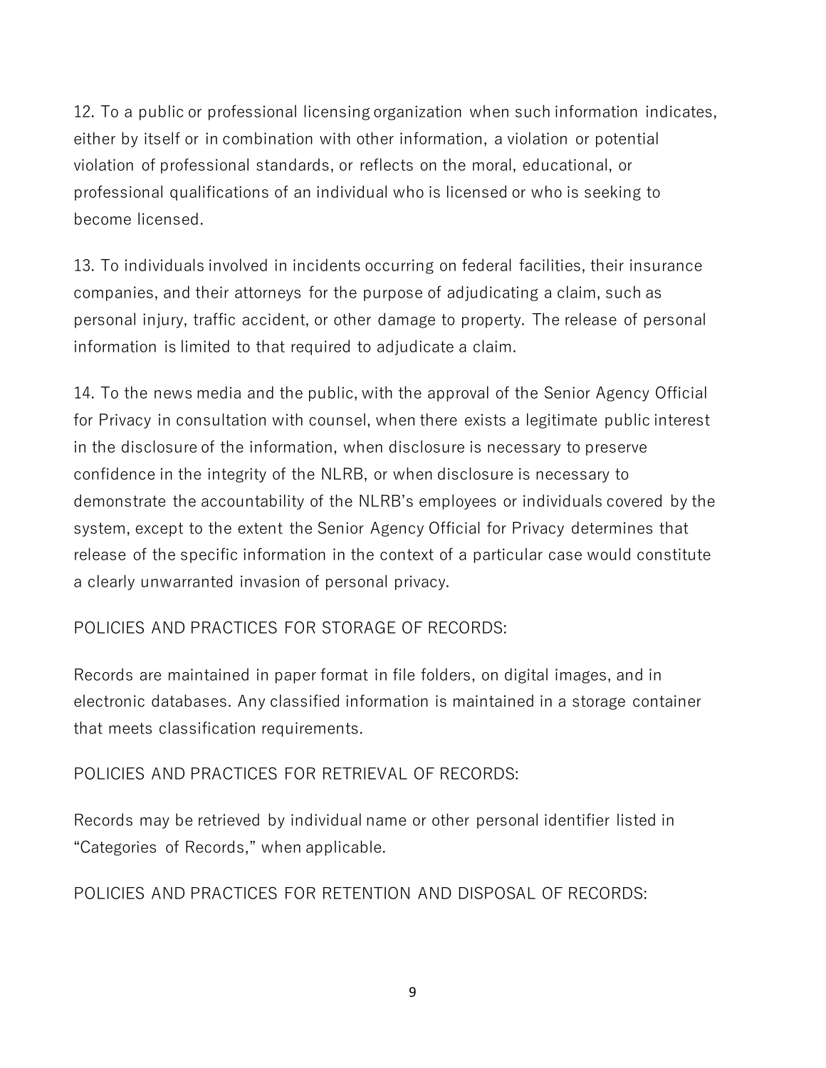12. To a public or professional licensing organization when such information indicates, either by itself or in combination with other information, a violation or potential violation of professional standards, or reflects on the moral, educational, or professional qualifications of an individual who is licensed or who is seeking to become licensed.

13. To individuals involved in incidents occurring on federal facilities, their insurance companies, and their attorneys for the purpose of adjudicating a claim, such as personal injury, traffic accident, or other damage to property. The release of personal information is limited to that required to adjudicate a claim.

14. To the news media and the public, with the approval of the Senior Agency Official for Privacy in consultation with counsel, when there exists a legitimate public interest in the disclosure of the information, when disclosure is necessary to preserve confidence in the integrity of the NLRB, or when disclosure is necessary to demonstrate the accountability of the NLRB's employees or individuals covered by the system, except to the extent the Senior Agency Official for Privacy determines that release of the specific information in the context of a particular case would constitute a clearly unwarranted invasion of personal privacy.

POLICIES AND PRACTICES FOR STORAGE OF RECORDS:

Records are maintained in paper format in file folders, on digital images, and in electronic databases. Any classified information is maintained in a storage container that meets classification requirements.

POLICIES AND PRACTICES FOR RETRIEVAL OF RECORDS:

Records may be retrieved by individual name or other personal identifier listed in "Categories of Records," when applicable.

POLICIES AND PRACTICES FOR RETENTION AND DISPOSAL OF RECORDS: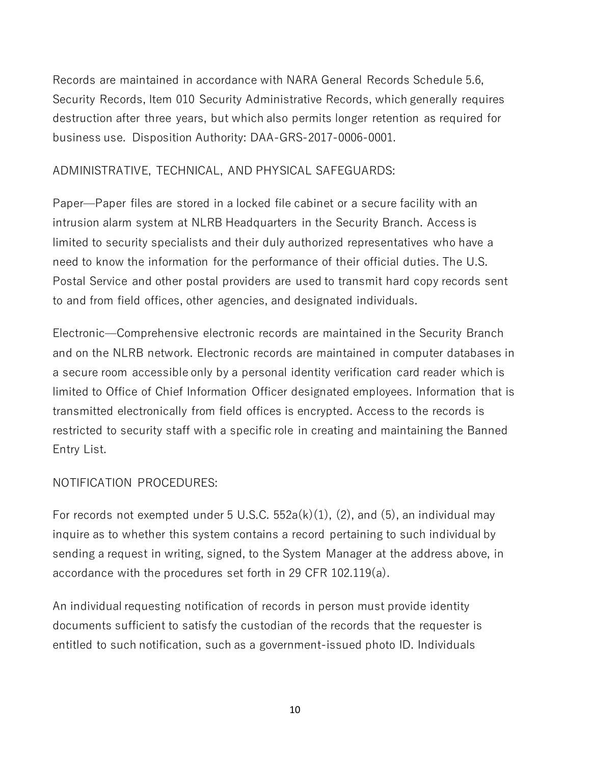Records are maintained in accordance with NARA General Records Schedule 5.6, Security Records, Item 010 Security Administrative Records, which generally requires destruction after three years, but which also permits longer retention as required for business use. Disposition Authority: DAA-GRS-2017-0006-0001.

ADMINISTRATIVE, TECHNICAL, AND PHYSICAL SAFEGUARDS:

Paper—Paper files are stored in a locked file cabinet or a secure facility with an intrusion alarm system at NLRB Headquarters in the Security Branch. Access is limited to security specialists and their duly authorized representatives who have a need to know the information for the performance of their official duties. The U.S. Postal Service and other postal providers are used to transmit hard copy records sent to and from field offices, other agencies, and designated individuals.

Electronic—Comprehensive electronic records are maintained in the Security Branch and on the NLRB network. Electronic records are maintained in computer databases in a secure room accessible only by a personal identity verification card reader which is limited to Office of Chief Information Officer designated employees. Information that is transmitted electronically from field offices is encrypted. Access to the records is restricted to security staff with a specific role in creating and maintaining the Banned Entry List.

NOTIFICATION PROCEDURES:

For records not exempted under 5 U.S.C. 552a(k)(1), (2), and (5), an individual may inquire as to whether this system contains a record pertaining to such individual by sending a request in writing, signed, to the System Manager at the address above, in accordance with the procedures set forth in 29 CFR 102.119(a).

An individual requesting notification of records in person must provide identity documents sufficient to satisfy the custodian of the records that the requester is entitled to such notification, such as a government-issued photo ID. Individuals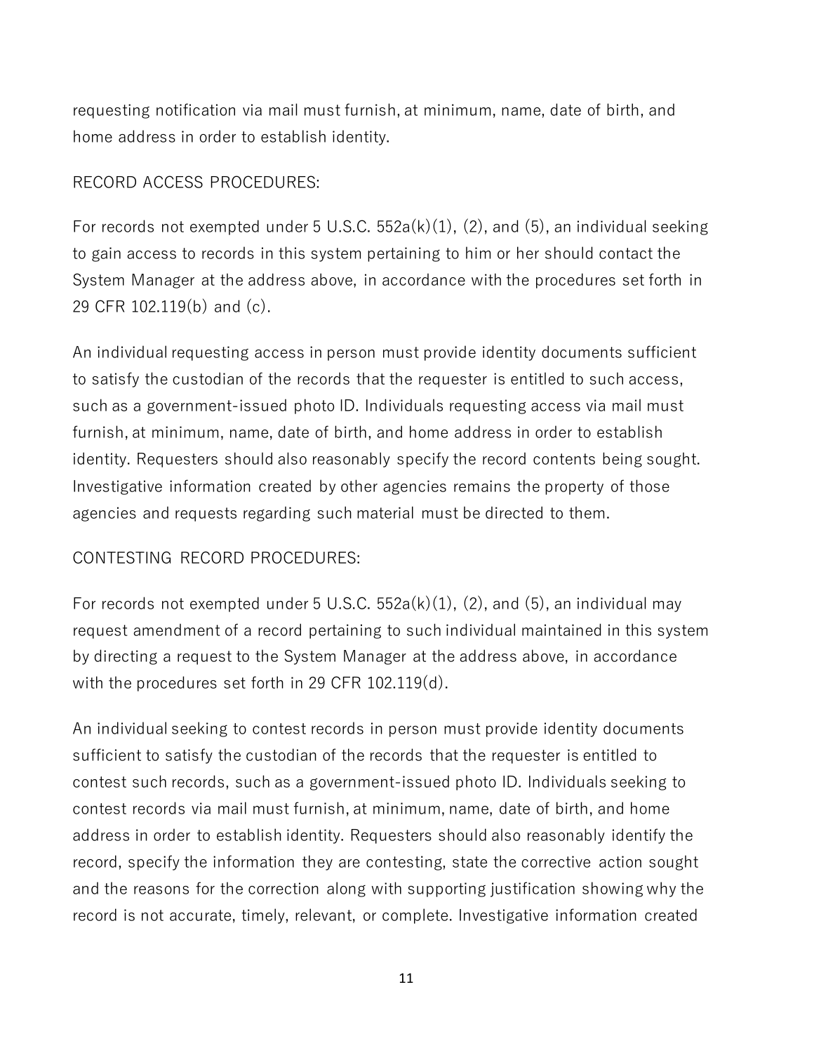requesting notification via mail must furnish, at minimum, name, date of birth, and home address in order to establish identity.

RECORD ACCESS PROCEDURES:

For records not exempted under 5 U.S.C. 552a(k)(1), (2), and (5), an individual seeking to gain access to records in this system pertaining to him or her should contact the System Manager at the address above, in accordance with the procedures set forth in 29 CFR 102.119(b) and (c).

An individual requesting access in person must provide identity documents sufficient to satisfy the custodian of the records that the requester is entitled to such access, such as a government-issued photo ID. Individuals requesting access via mail must furnish, at minimum, name, date of birth, and home address in order to establish identity. Requesters should also reasonably specify the record contents being sought. Investigative information created by other agencies remains the property of those agencies and requests regarding such material must be directed to them.

CONTESTING RECORD PROCEDURES:

For records not exempted under 5 U.S.C. 552a(k)(1), (2), and (5), an individual may request amendment of a record pertaining to such individual maintained in this system by directing a request to the System Manager at the address above, in accordance with the procedures set forth in 29 CFR 102.119(d).

An individual seeking to contest records in person must provide identity documents sufficient to satisfy the custodian of the records that the requester is entitled to contest such records, such as a government-issued photo ID. Individuals seeking to contest records via mail must furnish, at minimum, name, date of birth, and home address in order to establish identity. Requesters should also reasonably identify the record, specify the information they are contesting, state the corrective action sought and the reasons for the correction along with supporting justification showing why the record is not accurate, timely, relevant, or complete. Investigative information created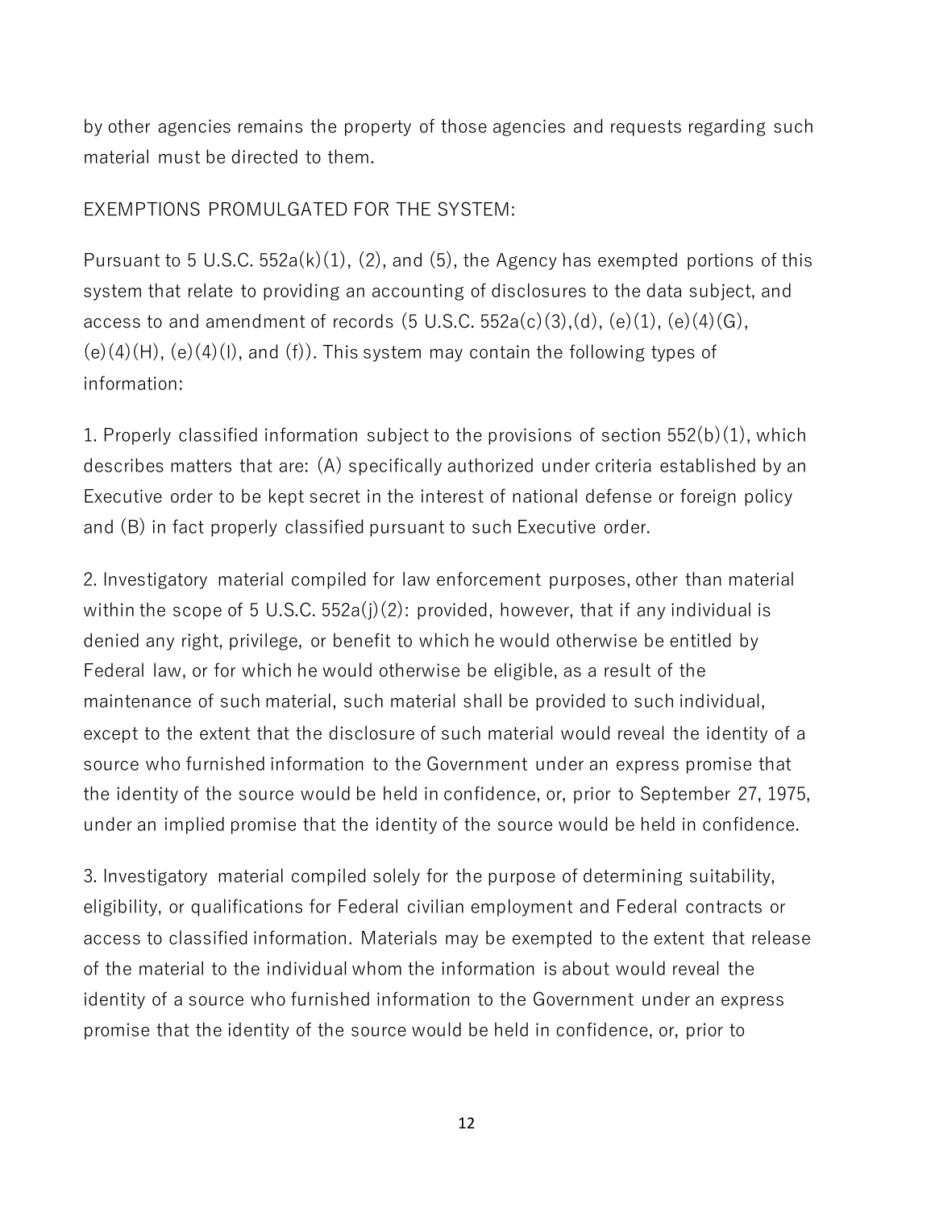by other agencies remains the property of those agencies and requests regarding such material must be directed to them.

EXEMPTIONS PROMULGATED FOR THE SYSTEM:

Pursuant to 5 U.S.C. 552a(k)(1), (2), and (5), the Agency has exempted portions of this system that relate to providing an accounting of disclosures to the data subject, and access to and amendment of records (5 U.S.C. 552a(c)(3),(d), (e)(1), (e)(4)(G), (e)(4)(H), (e)(4)(I), and (f)). This system may contain the following types of information:

1. Properly classified information subject to the provisions of section 552(b)(1), which describes matters that are: (A) specifically authorized under criteria established by an Executive order to be kept secret in the interest of national defense or foreign policy and (B) in fact properly classified pursuant to such Executive order.

2. Investigatory material compiled for law enforcement purposes, other than material within the scope of 5 U.S.C. 552a(j)(2): provided, however, that if any individual is denied any right, privilege, or benefit to which he would otherwise be entitled by Federal law, or for which he would otherwise be eligible, as a result of the maintenance of such material, such material shall be provided to such individual, except to the extent that the disclosure of such material would reveal the identity of a source who furnished information to the Government under an express promise that the identity of the source would be held in confidence, or, prior to September 27, 1975, under an implied promise that the identity of the source would be held in confidence.

3. Investigatory material compiled solely for the purpose of determining suitability, eligibility, or qualifications for Federal civilian employment and Federal contracts or access to classified information. Materials may be exempted to the extent that release of the material to the individual whom the information is about would reveal the identity of a source who furnished information to the Government under an express promise that the identity of the source would be held in confidence, or, prior to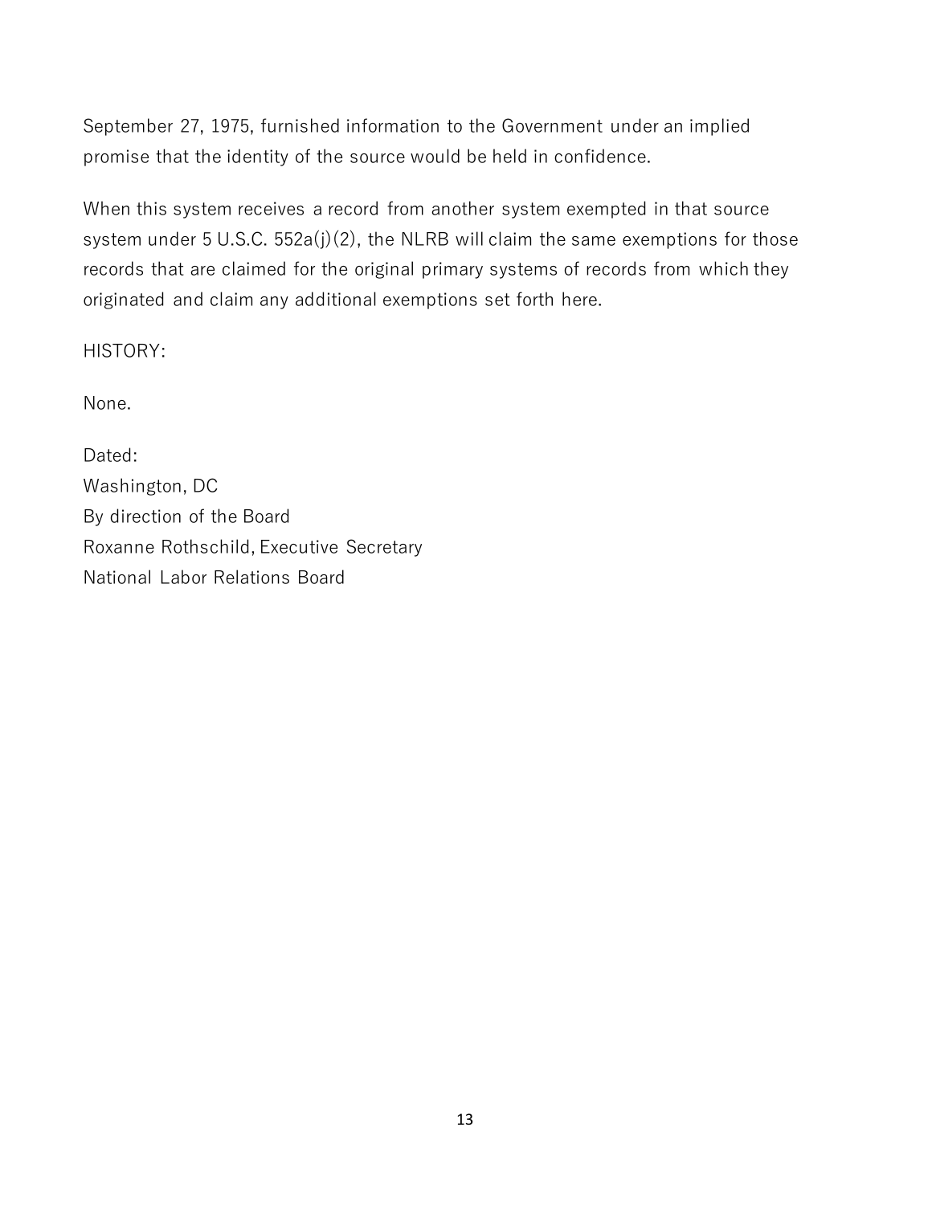September 27, 1975, furnished information to the Government under an implied promise that the identity of the source would be held in confidence.

When this system receives a record from another system exempted in that source system under 5 U.S.C. 552a(j)(2), the NLRB will claim the same exemptions for those records that are claimed for the original primary systems of records from which they originated and claim any additional exemptions set forth here.

HISTORY:

None.

Dated:
Washington, DC
By direction of the Board
Roxanne Rothschild, Executive Secretary
National Labor Relations Board